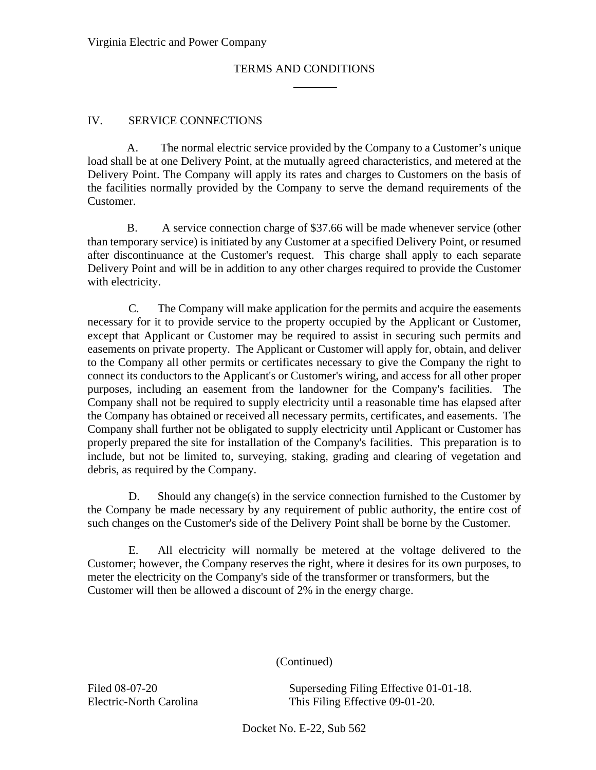Virginia Electric and Power Company

# TERMS AND CONDITIONS

## IV. SERVICE CONNECTIONS

A. The normal electric service provided by the Company to a Customer's unique load shall be at one Delivery Point, at the mutually agreed characteristics, and metered at the Delivery Point. The Company will apply its rates and charges to Customers on the basis of the facilities normally provided by the Company to serve the demand requirements of the Customer.

B. A service connection charge of $37.66 will be made whenever service (other than temporary service) is initiated by any Customer at a specified Delivery Point, or resumed after discontinuance at the Customer's request. This charge shall apply to each separate Delivery Point and will be in addition to any other charges required to provide the Customer with electricity.

C. The Company will make application for the permits and acquire the easements necessary for it to provide service to the property occupied by the Applicant or Customer, except that Applicant or Customer may be required to assist in securing such permits and easements on private property. The Applicant or Customer will apply for, obtain, and deliver to the Company all other permits or certificates necessary to give the Company the right to connect its conductors to the Applicant's or Customer's wiring, and access for all other proper purposes, including an easement from the landowner for the Company's facilities. The Company shall not be required to supply electricity until a reasonable time has elapsed after the Company has obtained or received all necessary permits, certificates, and easements. The Company shall further not be obligated to supply electricity until Applicant or Customer has properly prepared the site for installation of the Company's facilities. This preparation is to include, but not be limited to, surveying, staking, grading and clearing of vegetation and debris, as required by the Company.

D. Should any change(s) in the service connection furnished to the Customer by the Company be made necessary by any requirement of public authority, the entire cost of such changes on the Customer's side of the Delivery Point shall be borne by the Customer.

E. All electricity will normally be metered at the voltage delivered to the Customer; however, the Company reserves the right, where it desires for its own purposes, to meter the electricity on the Company's side of the transformer or transformers, but the Customer will then be allowed a discount of 2% in the energy charge.

(Continued)

Filed 08-07-20
Electric-North Carolina

Superseding Filing Effective 01-01-18.
This Filing Effective 09-01-20.

Docket No. E-22, Sub 562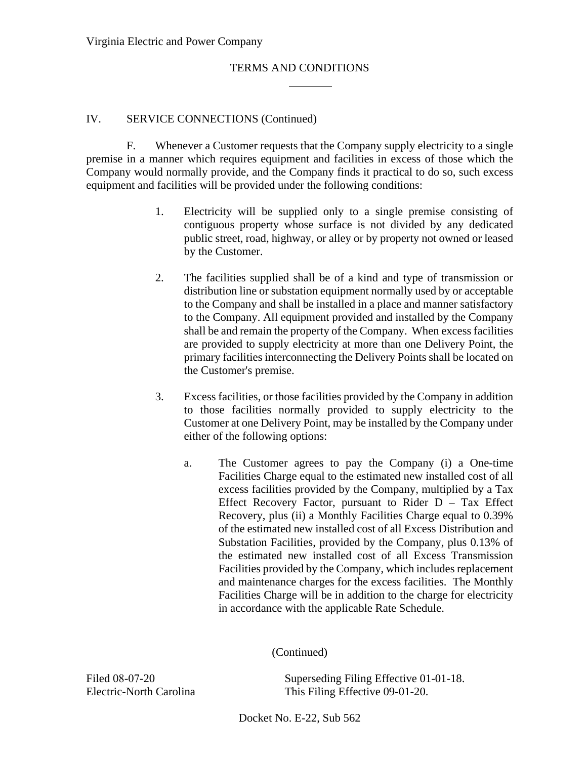## IV. SERVICE CONNECTIONS (Continued)

F. Whenever a Customer requests that the Company supply electricity to a single premise in a manner which requires equipment and facilities in excess of those which the Company would normally provide, and the Company finds it practical to do so, such excess equipment and facilities will be provided under the following conditions:

1. Electricity will be supplied only to a single premise consisting of contiguous property whose surface is not divided by any dedicated public street, road, highway, or alley or by property not owned or leased by the Customer.

2. The facilities supplied shall be of a kind and type of transmission or distribution line or substation equipment normally used by or acceptable to the Company and shall be installed in a place and manner satisfactory to the Company. All equipment provided and installed by the Company shall be and remain the property of the Company. When excess facilities are provided to supply electricity at more than one Delivery Point, the primary facilities interconnecting the Delivery Points shall be located on the Customer's premise.

3. Excess facilities, or those facilities provided by the Company in addition to those facilities normally provided to supply electricity to the Customer at one Delivery Point, may be installed by the Company under either of the following options:

   a. The Customer agrees to pay the Company (i) a One-time Facilities Charge equal to the estimated new installed cost of all excess facilities provided by the Company, multiplied by a Tax Effect Recovery Factor, pursuant to Rider D – Tax Effect Recovery, plus (ii) a Monthly Facilities Charge equal to 0.39% of the estimated new installed cost of all Excess Distribution and Substation Facilities, provided by the Company, plus 0.13% of the estimated new installed cost of all Excess Transmission Facilities provided by the Company, which includes replacement and maintenance charges for the excess facilities. The Monthly Facilities Charge will be in addition to the charge for electricity in accordance with the applicable Rate Schedule.

(Continued)

Filed 08-07-20
Electric-North Carolina

Superseding Filing Effective 01-01-18.
This Filing Effective 09-01-20.

Docket No. E-22, Sub 562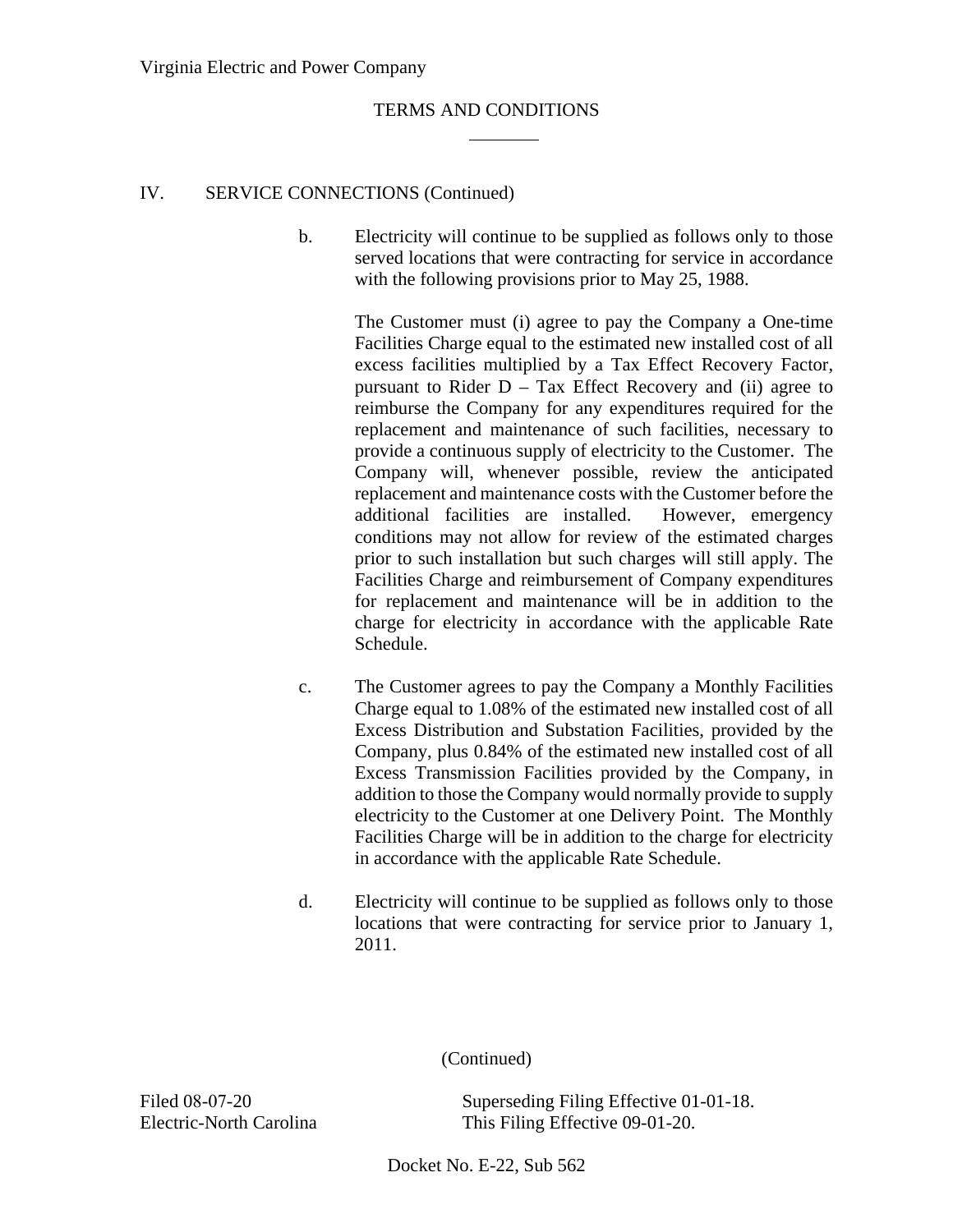# TERMS AND CONDITIONS

## IV. SERVICE CONNECTIONS (Continued)

b. Electricity will continue to be supplied as follows only to those served locations that were contracting for service in accordance with the following provisions prior to May 25, 1988.

   The Customer must (i) agree to pay the Company a One-time Facilities Charge equal to the estimated new installed cost of all excess facilities multiplied by a Tax Effect Recovery Factor, pursuant to Rider D – Tax Effect Recovery and (ii) agree to reimburse the Company for any expenditures required for the replacement and maintenance of such facilities, necessary to provide a continuous supply of electricity to the Customer. The Company will, whenever possible, review the anticipated replacement and maintenance costs with the Customer before the additional facilities are installed. However, emergency conditions may not allow for review of the estimated charges prior to such installation but such charges will still apply. The Facilities Charge and reimbursement of Company expenditures for replacement and maintenance will be in addition to the charge for electricity in accordance with the applicable Rate Schedule.

c. The Customer agrees to pay the Company a Monthly Facilities Charge equal to 1.08% of the estimated new installed cost of all Excess Distribution and Substation Facilities, provided by the Company, plus 0.84% of the estimated new installed cost of all Excess Transmission Facilities provided by the Company, in addition to those the Company would normally provide to supply electricity to the Customer at one Delivery Point. The Monthly Facilities Charge will be in addition to the charge for electricity in accordance with the applicable Rate Schedule.

d. Electricity will continue to be supplied as follows only to those locations that were contracting for service prior to January 1, 2011.

(Continued)

Filed 08-07-20
Electric-North Carolina

Superseding Filing Effective 01-01-18.
This Filing Effective 09-01-20.

Docket No. E-22, Sub 562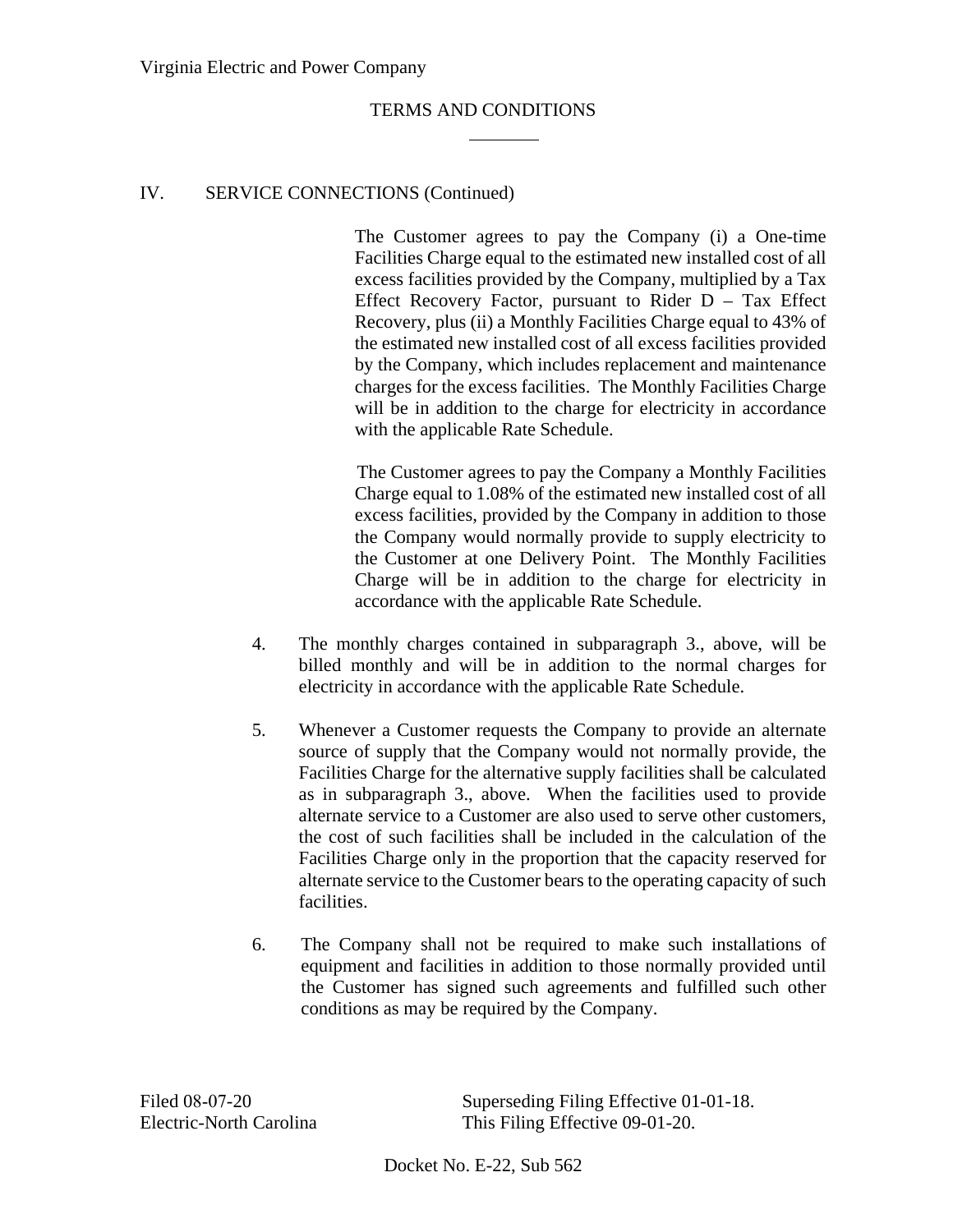Virginia Electric and Power Company

TERMS AND CONDITIONS

IV. SERVICE CONNECTIONS (Continued)

The Customer agrees to pay the Company (i) a One-time Facilities Charge equal to the estimated new installed cost of all excess facilities provided by the Company, multiplied by a Tax Effect Recovery Factor, pursuant to Rider D – Tax Effect Recovery, plus (ii) a Monthly Facilities Charge equal to 43% of the estimated new installed cost of all excess facilities provided by the Company, which includes replacement and maintenance charges for the excess facilities. The Monthly Facilities Charge will be in addition to the charge for electricity in accordance with the applicable Rate Schedule.

The Customer agrees to pay the Company a Monthly Facilities Charge equal to 1.08% of the estimated new installed cost of all excess facilities, provided by the Company in addition to those the Company would normally provide to supply electricity to the Customer at one Delivery Point. The Monthly Facilities Charge will be in addition to the charge for electricity in accordance with the applicable Rate Schedule.

4. The monthly charges contained in subparagraph 3., above, will be billed monthly and will be in addition to the normal charges for electricity in accordance with the applicable Rate Schedule.

5. Whenever a Customer requests the Company to provide an alternate source of supply that the Company would not normally provide, the Facilities Charge for the alternative supply facilities shall be calculated as in subparagraph 3., above. When the facilities used to provide alternate service to a Customer are also used to serve other customers, the cost of such facilities shall be included in the calculation of the Facilities Charge only in the proportion that the capacity reserved for alternate service to the Customer bears to the operating capacity of such facilities.

6. The Company shall not be required to make such installations of equipment and facilities in addition to those normally provided until the Customer has signed such agreements and fulfilled such other conditions as may be required by the Company.

Filed 08-07-20
Electric-North Carolina

Superseding Filing Effective 01-01-18.
This Filing Effective 09-01-20.

Docket No. E-22, Sub 562